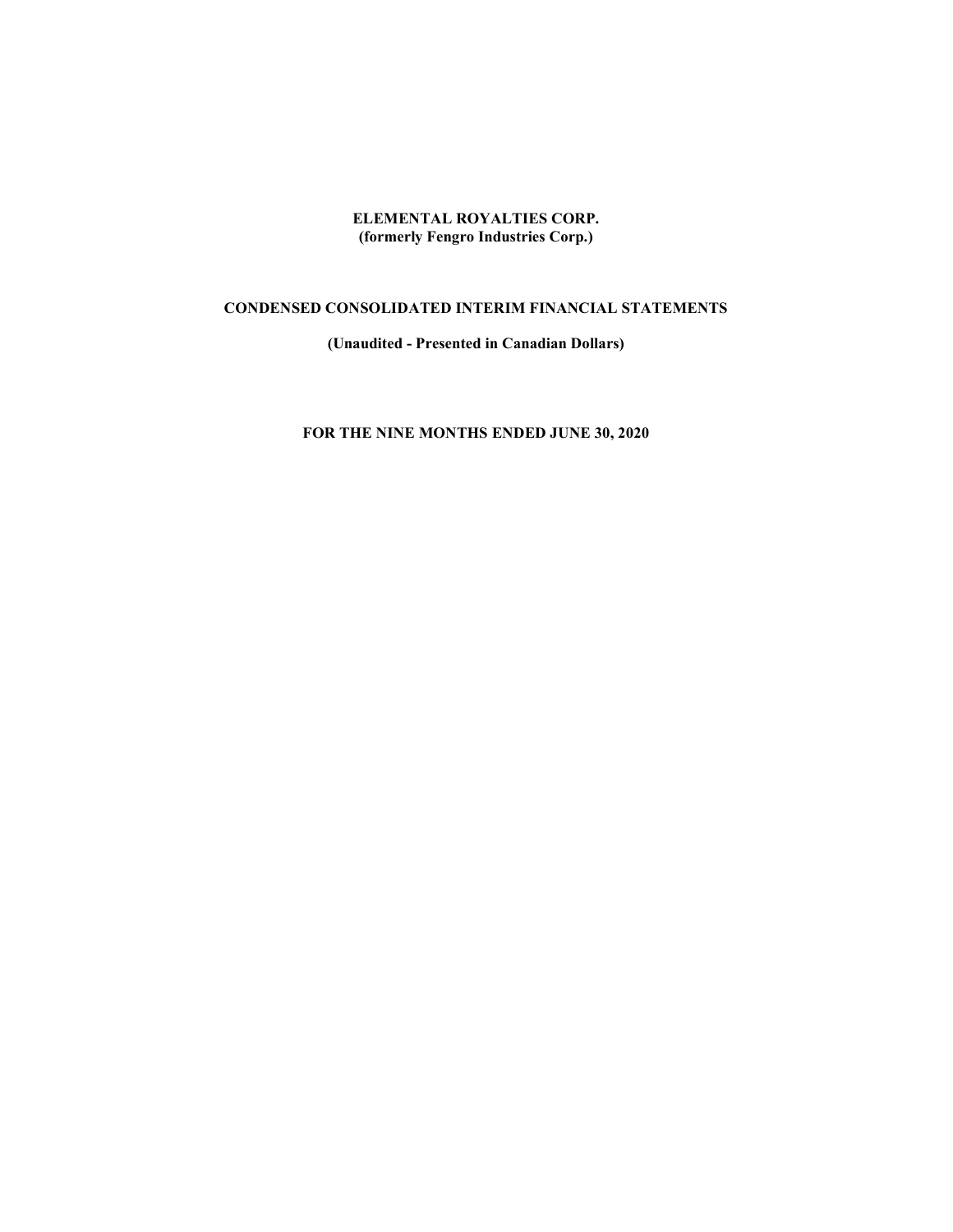# ELEMENTAL ROYALTIES CORP.
## (formerly Fengro Industries Corp.)

## CONDENSED CONSOLIDATED INTERIM FINANCIAL STATEMENTS

**(Unaudited - Presented in Canadian Dollars)**

**FOR THE NINE MONTHS ENDED JUNE 30, 2020**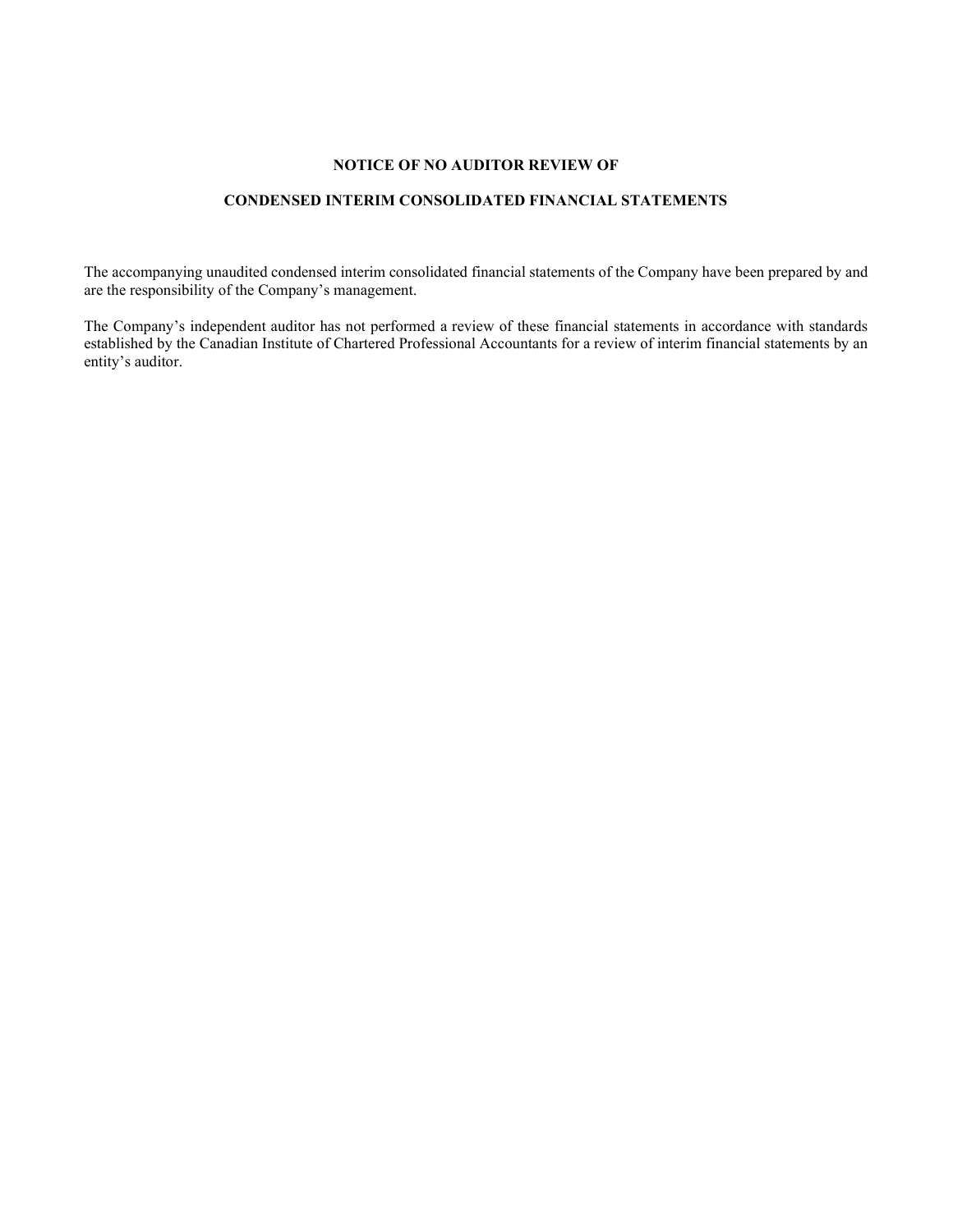## NOTICE OF NO AUDITOR REVIEW OF

## CONDENSED INTERIM CONSOLIDATED FINANCIAL STATEMENTS

The accompanying unaudited condensed interim consolidated financial statements of the Company have been prepared by and are the responsibility of the Company's management.

The Company's independent auditor has not performed a review of these financial statements in accordance with standards established by the Canadian Institute of Chartered Professional Accountants for a review of interim financial statements by an entity's auditor.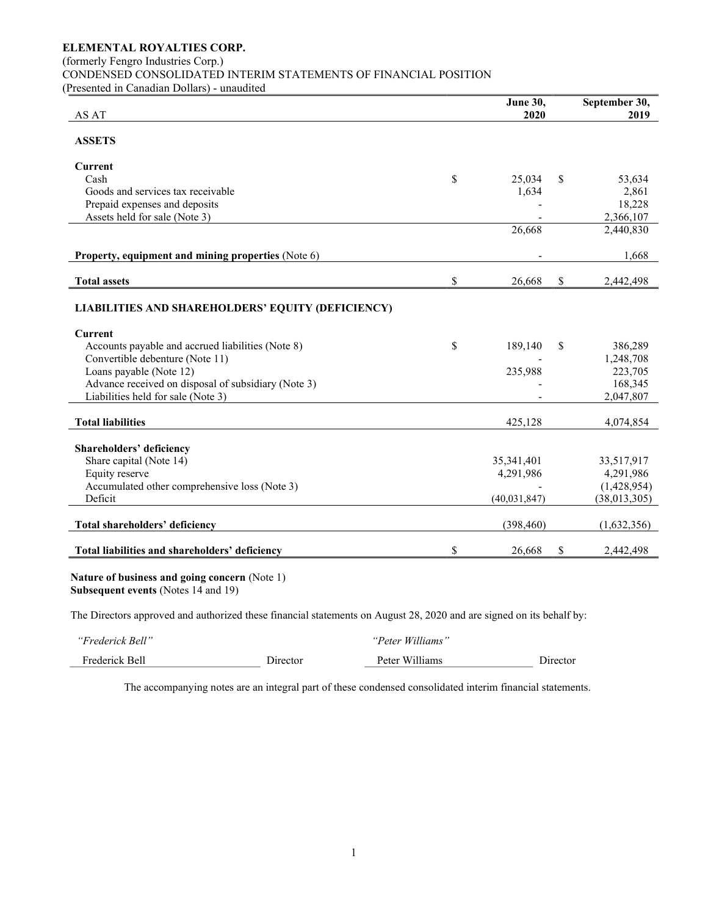**ELEMENTAL ROYALTIES CORP.**
(formerly Fengro Industries Corp.)
CONDENSED CONSOLIDATED INTERIM STATEMENTS OF FINANCIAL POSITION
(Presented in Canadian Dollars) - unaudited

| AS AT | June 30, 2020 | September 30, 2019 |
|---|---|---|
| **ASSETS** | | |
| **Current** | | |
| Cash | $ 25,034 | $ 53,634 |
| Goods and services tax receivable | 1,634 | 2,861 |
| Prepaid expenses and deposits | - | 18,228 |
| Assets held for sale (Note 3) | - | 2,366,107 |
| | 26,668 | 2,440,830 |
| **Property, equipment and mining properties** (Note 6) | - | 1,668 |
| **Total assets** | $ 26,668 | $ 2,442,498 |
| **LIABILITIES AND SHAREHOLDERS' EQUITY (DEFICIENCY)** | | |
| **Current** | | |
| Accounts payable and accrued liabilities (Note 8) | $ 189,140 | $ 386,289 |
| Convertible debenture (Note 11) | - | 1,248,708 |
| Loans payable (Note 12) | 235,988 | 223,705 |
| Advance received on disposal of subsidiary (Note 3) | - | 168,345 |
| Liabilities held for sale (Note 3) | - | 2,047,807 |
| **Total liabilities** | 425,128 | 4,074,854 |
| **Shareholders' deficiency** | | |
| Share capital (Note 14) | 35,341,401 | 33,517,917 |
| Equity reserve | 4,291,986 | 4,291,986 |
| Accumulated other comprehensive loss (Note 3) | - | (1,428,954) |
| Deficit | (40,031,847) | (38,013,305) |
| **Total shareholders' deficiency** | (398,460) | (1,632,356) |
| **Total liabilities and shareholders' deficiency** | $ 26,668 | $ 2,442,498 |

**Nature of business and going concern** (Note 1)
**Subsequent events** (Notes 14 and 19)

The Directors approved and authorized these financial statements on August 28, 2020 and are signed on its behalf by:

| *"Frederick Bell"* | | *"Peter Williams"* | |
|---|---|---|---|
| Frederick Bell | Director | Peter Williams | Director |

The accompanying notes are an integral part of these condensed consolidated interim financial statements.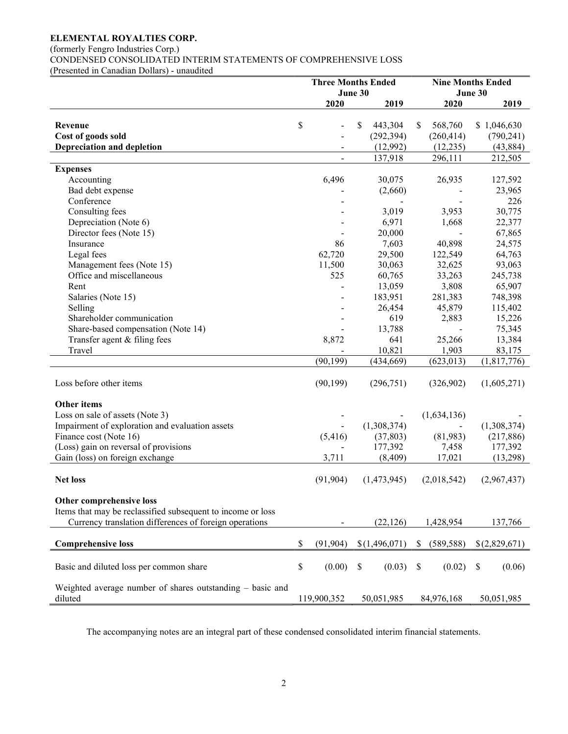**ELEMENTAL ROYALTIES CORP.**
(formerly Fengro Industries Corp.)
CONDENSED CONSOLIDATED INTERIM STATEMENTS OF COMPREHENSIVE LOSS
(Presented in Canadian Dollars) - unaudited

| | Three Months Ended June 30 | | Nine Months Ended June 30 | |
|---|---|---|---|---|
| | **2020** | **2019** | **2020** | **2019** |
| **Revenue** | $ - | $ 443,304 | $ 568,760 | $ 1,046,630 |
| **Cost of goods sold** | - | (292,394) | (260,414) | (790,241) |
| **Depreciation and depletion** | - | (12,992) | (12,235) | (43,884) |
| | - | 137,918 | 296,111 | 212,505 |
| **Expenses** | | | | |
| Accounting | 6,496 | 30,075 | 26,935 | 127,592 |
| Bad debt expense | - | (2,660) | - | 23,965 |
| Conference | - | - | - | 226 |
| Consulting fees | - | 3,019 | 3,953 | 30,775 |
| Depreciation (Note 6) | - | 6,971 | 1,668 | 22,377 |
| Director fees (Note 15) | - | 20,000 | - | 67,865 |
| Insurance | 86 | 7,603 | 40,898 | 24,575 |
| Legal fees | 62,720 | 29,500 | 122,549 | 64,763 |
| Management fees (Note 15) | 11,500 | 30,063 | 32,625 | 93,063 |
| Office and miscellaneous | 525 | 60,765 | 33,263 | 245,738 |
| Rent | - | 13,059 | 3,808 | 65,907 |
| Salaries (Note 15) | - | 183,951 | 281,383 | 748,398 |
| Selling | - | 26,454 | 45,879 | 115,402 |
| Shareholder communication | - | 619 | 2,883 | 15,226 |
| Share-based compensation (Note 14) | - | 13,788 | - | 75,345 |
| Transfer agent & filing fees | 8,872 | 641 | 25,266 | 13,384 |
| Travel | - | 10,821 | 1,903 | 83,175 |
| | (90,199) | (434,669) | (623,013) | (1,817,776) |
| Loss before other items | (90,199) | (296,751) | (326,902) | (1,605,271) |
| **Other items** | | | | |
| Loss on sale of assets (Note 3) | - | - | (1,634,136) | - |
| Impairment of exploration and evaluation assets | - | (1,308,374) | - | (1,308,374) |
| Finance cost (Note 16) | (5,416) | (37,803) | (81,983) | (217,886) |
| (Loss) gain on reversal of provisions | - | 177,392 | 7,458 | 177,392 |
| Gain (loss) on foreign exchange | 3,711 | (8,409) | 17,021 | (13,298) |
| **Net loss** | (91,904) | (1,473,945) | (2,018,542) | (2,967,437) |
| **Other comprehensive loss** | | | | |
| Items that may be reclassified subsequent to income or loss | | | | |
| Currency translation differences of foreign operations | - | (22,126) | 1,428,954 | 137,766 |
| **Comprehensive loss** | $ (91,904) | $ (1,496,071) | $ (589,588) | $ (2,829,671) |
| Basic and diluted loss per common share | $ (0.00) | $ (0.03) | $ (0.02) | $ (0.06) |
| Weighted average number of shares outstanding – basic and diluted | 119,900,352 | 50,051,985 | 84,976,168 | 50,051,985 |

The accompanying notes are an integral part of these condensed consolidated interim financial statements.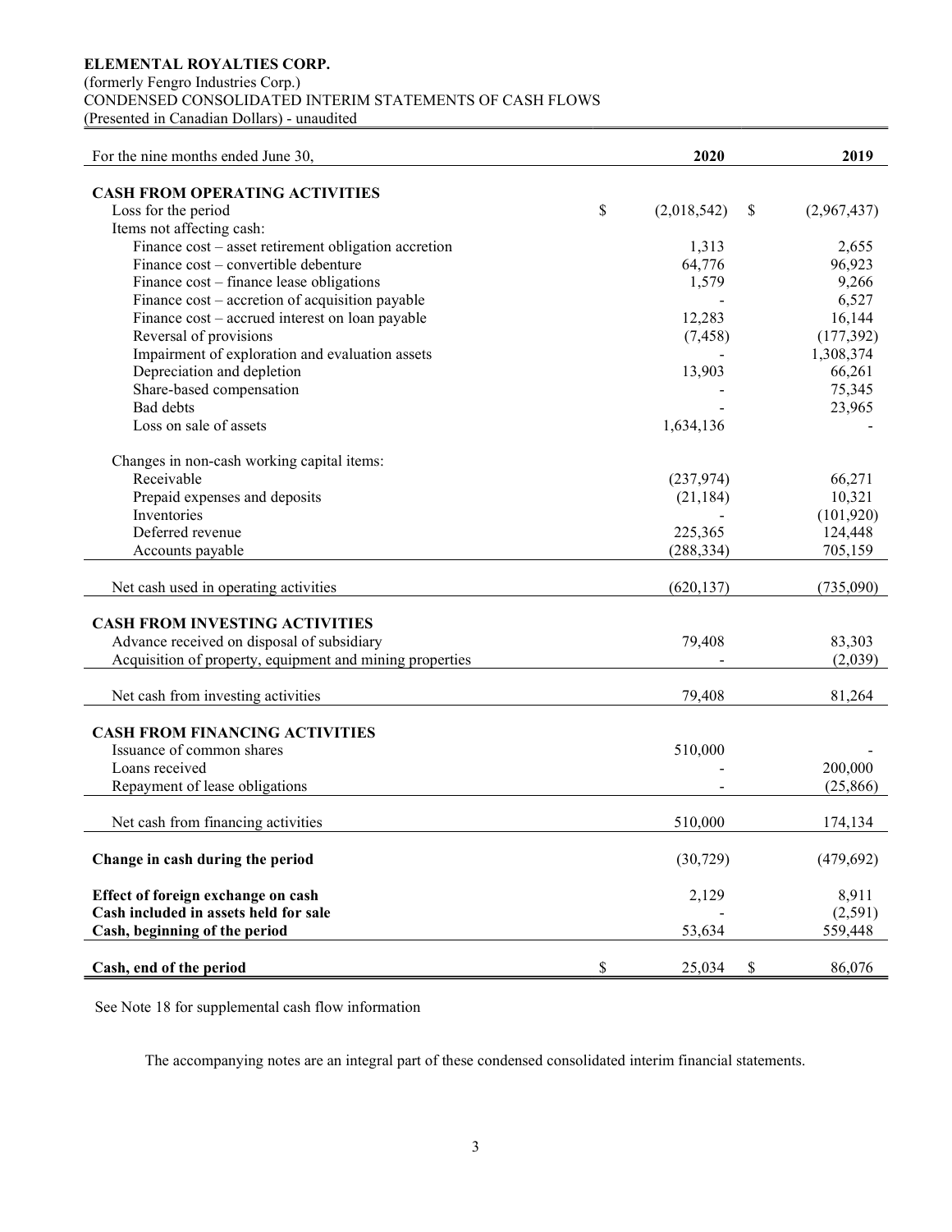**ELEMENTAL ROYALTIES CORP.**
(formerly Fengro Industries Corp.)
CONDENSED CONSOLIDATED INTERIM STATEMENTS OF CASH FLOWS
(Presented in Canadian Dollars) - unaudited

| For the nine months ended June 30, | 2020 | 2019 |
|---|---|---|
| **CASH FROM OPERATING ACTIVITIES** | | |
| Loss for the period | $ (2,018,542) | $ (2,967,437) |
| Items not affecting cash: | | |
| Finance cost – asset retirement obligation accretion | 1,313 | 2,655 |
| Finance cost – convertible debenture | 64,776 | 96,923 |
| Finance cost – finance lease obligations | 1,579 | 9,266 |
| Finance cost – accretion of acquisition payable | - | 6,527 |
| Finance cost – accrued interest on loan payable | 12,283 | 16,144 |
| Reversal of provisions | (7,458) | (177,392) |
| Impairment of exploration and evaluation assets | - | 1,308,374 |
| Depreciation and depletion | 13,903 | 66,261 |
| Share-based compensation | - | 75,345 |
| Bad debts | - | 23,965 |
| Loss on sale of assets | 1,634,136 | - |
| Changes in non-cash working capital items: | | |
| Receivable | (237,974) | 66,271 |
| Prepaid expenses and deposits | (21,184) | 10,321 |
| Inventories | - | (101,920) |
| Deferred revenue | 225,365 | 124,448 |
| Accounts payable | (288,334) | 705,159 |
| Net cash used in operating activities | (620,137) | (735,090) |
| **CASH FROM INVESTING ACTIVITIES** | | |
| Advance received on disposal of subsidiary | 79,408 | 83,303 |
| Acquisition of property, equipment and mining properties | - | (2,039) |
| Net cash from investing activities | 79,408 | 81,264 |
| **CASH FROM FINANCING ACTIVITIES** | | |
| Issuance of common shares | 510,000 | - |
| Loans received | - | 200,000 |
| Repayment of lease obligations | - | (25,866) |
| Net cash from financing activities | 510,000 | 174,134 |
| **Change in cash during the period** | (30,729) | (479,692) |
| **Effect of foreign exchange on cash** | 2,129 | 8,911 |
| **Cash included in assets held for sale** | - | (2,591) |
| **Cash, beginning of the period** | 53,634 | 559,448 |
| **Cash, end of the period** | $ 25,034 | $ 86,076 |

See Note 18 for supplemental cash flow information

The accompanying notes are an integral part of these condensed consolidated interim financial statements.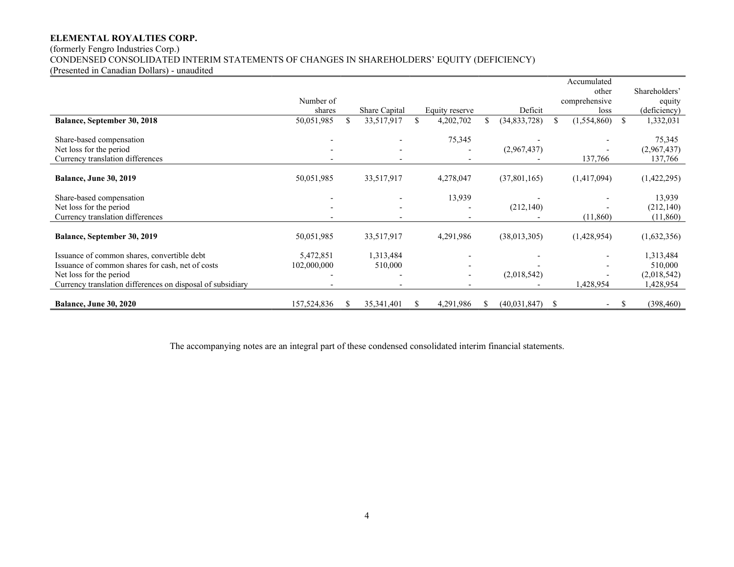**ELEMENTAL ROYALTIES CORP.**

(formerly Fengro Industries Corp.)

CONDENSED CONSOLIDATED INTERIM STATEMENTS OF CHANGES IN SHAREHOLDERS' EQUITY (DEFICIENCY)

(Presented in Canadian Dollars) - unaudited

| | Number of shares | Share Capital | Equity reserve | Deficit | Accumulated other comprehensive loss | Shareholders' equity (deficiency) |
|---|---|---|---|---|---|---|
| **Balance, September 30, 2018** | 50,051,985 | $ 33,517,917 | $ 4,202,702 | $ (34,833,728) | $ (1,554,860) | $ 1,332,031 |
| Share-based compensation | - | - | 75,345 | - | - | 75,345 |
| Net loss for the period | - | - | - | (2,967,437) | - | (2,967,437) |
| Currency translation differences | - | - | - | - | 137,766 | 137,766 |
| **Balance, June 30, 2019** | 50,051,985 | 33,517,917 | 4,278,047 | (37,801,165) | (1,417,094) | (1,422,295) |
| Share-based compensation | - | - | 13,939 | - | - | 13,939 |
| Net loss for the period | - | - | - | (212,140) | - | (212,140) |
| Currency translation differences | - | - | - | - | (11,860) | (11,860) |
| **Balance, September 30, 2019** | 50,051,985 | 33,517,917 | 4,291,986 | (38,013,305) | (1,428,954) | (1,632,356) |
| Issuance of common shares, convertible debt | 5,472,851 | 1,313,484 | - | - | - | 1,313,484 |
| Issuance of common shares for cash, net of costs | 102,000,000 | 510,000 | - | - | - | 510,000 |
| Net loss for the period | - | - | - | (2,018,542) | - | (2,018,542) |
| Currency translation differences on disposal of subsidiary | - | - | - | - | 1,428,954 | 1,428,954 |
| **Balance, June 30, 2020** | 157,524,836 | $ 35,341,401 | $ 4,291,986 | $ (40,031,847) | $ - | $ (398,460) |

The accompanying notes are an integral part of these condensed consolidated interim financial statements.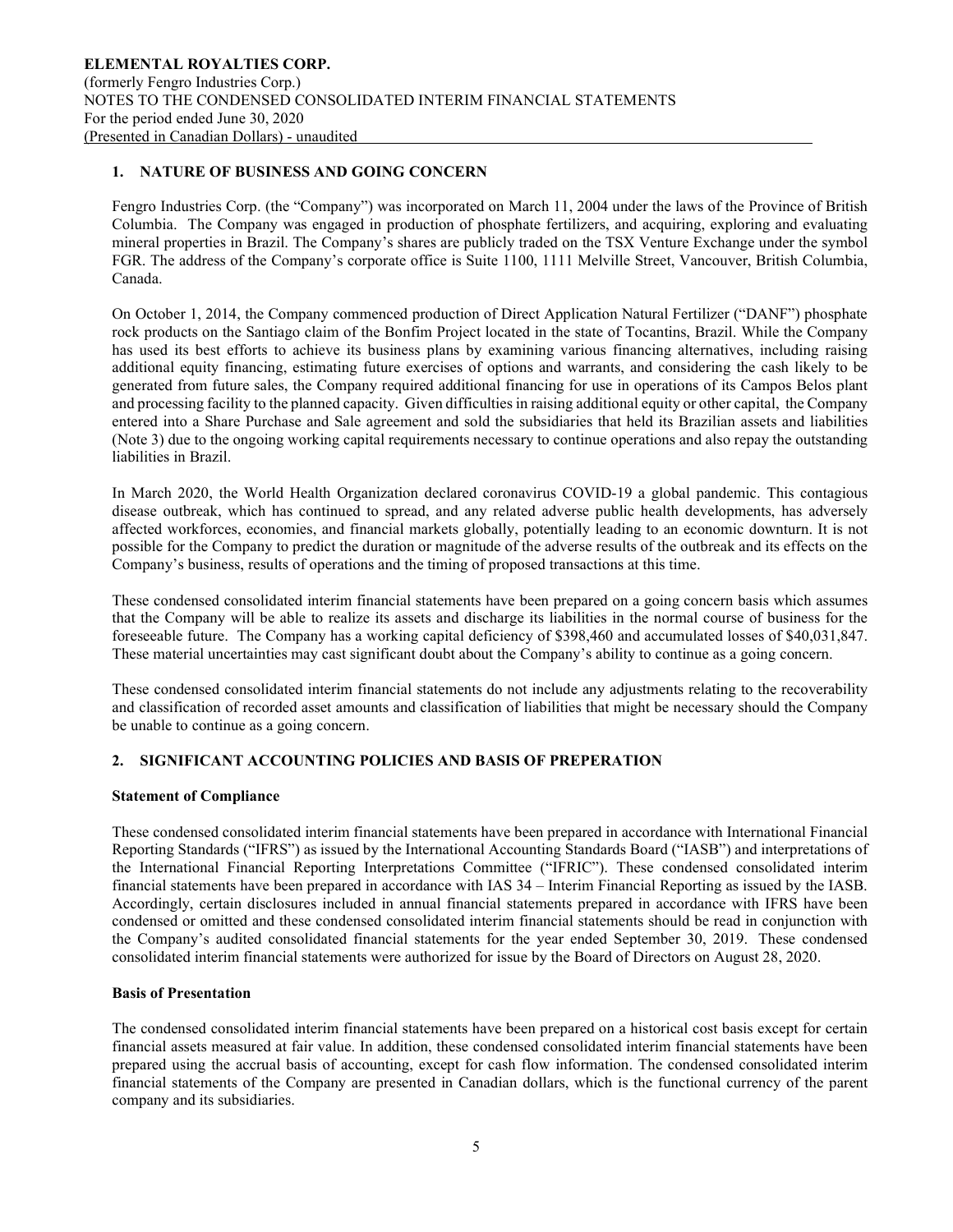## 1. NATURE OF BUSINESS AND GOING CONCERN

Fengro Industries Corp. (the "Company") was incorporated on March 11, 2004 under the laws of the Province of British Columbia. The Company was engaged in production of phosphate fertilizers, and acquiring, exploring and evaluating mineral properties in Brazil. The Company's shares are publicly traded on the TSX Venture Exchange under the symbol FGR. The address of the Company's corporate office is Suite 1100, 1111 Melville Street, Vancouver, British Columbia, Canada.

On October 1, 2014, the Company commenced production of Direct Application Natural Fertilizer ("DANF") phosphate rock products on the Santiago claim of the Bonfim Project located in the state of Tocantins, Brazil. While the Company has used its best efforts to achieve its business plans by examining various financing alternatives, including raising additional equity financing, estimating future exercises of options and warrants, and considering the cash likely to be generated from future sales, the Company required additional financing for use in operations of its Campos Belos plant and processing facility to the planned capacity. Given difficulties in raising additional equity or other capital, the Company entered into a Share Purchase and Sale agreement and sold the subsidiaries that held its Brazilian assets and liabilities (Note 3) due to the ongoing working capital requirements necessary to continue operations and also repay the outstanding liabilities in Brazil.

In March 2020, the World Health Organization declared coronavirus COVID-19 a global pandemic. This contagious disease outbreak, which has continued to spread, and any related adverse public health developments, has adversely affected workforces, economies, and financial markets globally, potentially leading to an economic downturn. It is not possible for the Company to predict the duration or magnitude of the adverse results of the outbreak and its effects on the Company's business, results of operations and the timing of proposed transactions at this time.

These condensed consolidated interim financial statements have been prepared on a going concern basis which assumes that the Company will be able to realize its assets and discharge its liabilities in the normal course of business for the foreseeable future. The Company has a working capital deficiency of $398,460 and accumulated losses of $40,031,847. These material uncertainties may cast significant doubt about the Company's ability to continue as a going concern.

These condensed consolidated interim financial statements do not include any adjustments relating to the recoverability and classification of recorded asset amounts and classification of liabilities that might be necessary should the Company be unable to continue as a going concern.

## 2. SIGNIFICANT ACCOUNTING POLICIES AND BASIS OF PREPERATION

### Statement of Compliance

These condensed consolidated interim financial statements have been prepared in accordance with International Financial Reporting Standards ("IFRS") as issued by the International Accounting Standards Board ("IASB") and interpretations of the International Financial Reporting Interpretations Committee ("IFRIC"). These condensed consolidated interim financial statements have been prepared in accordance with IAS 34 – Interim Financial Reporting as issued by the IASB. Accordingly, certain disclosures included in annual financial statements prepared in accordance with IFRS have been condensed or omitted and these condensed consolidated interim financial statements should be read in conjunction with the Company's audited consolidated financial statements for the year ended September 30, 2019. These condensed consolidated interim financial statements were authorized for issue by the Board of Directors on August 28, 2020.

### Basis of Presentation

The condensed consolidated interim financial statements have been prepared on a historical cost basis except for certain financial assets measured at fair value. In addition, these condensed consolidated interim financial statements have been prepared using the accrual basis of accounting, except for cash flow information. The condensed consolidated interim financial statements of the Company are presented in Canadian dollars, which is the functional currency of the parent company and its subsidiaries.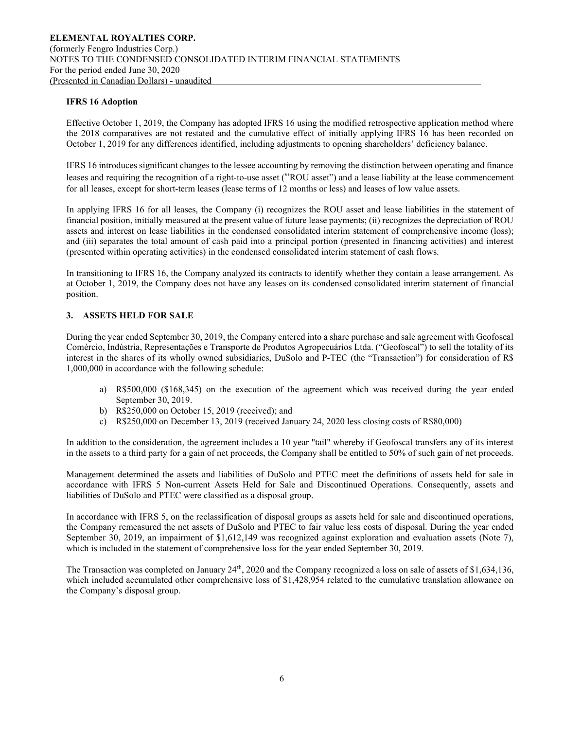**IFRS 16 Adoption**

Effective October 1, 2019, the Company has adopted IFRS 16 using the modified retrospective application method where the 2018 comparatives are not restated and the cumulative effect of initially applying IFRS 16 has been recorded on October 1, 2019 for any differences identified, including adjustments to opening shareholders' deficiency balance.

IFRS 16 introduces significant changes to the lessee accounting by removing the distinction between operating and finance leases and requiring the recognition of a right-to-use asset ("ROU asset") and a lease liability at the lease commencement for all leases, except for short-term leases (lease terms of 12 months or less) and leases of low value assets.

In applying IFRS 16 for all leases, the Company (i) recognizes the ROU asset and lease liabilities in the statement of financial position, initially measured at the present value of future lease payments; (ii) recognizes the depreciation of ROU assets and interest on lease liabilities in the condensed consolidated interim statement of comprehensive income (loss); and (iii) separates the total amount of cash paid into a principal portion (presented in financing activities) and interest (presented within operating activities) in the condensed consolidated interim statement of cash flows.

In transitioning to IFRS 16, the Company analyzed its contracts to identify whether they contain a lease arrangement. As at October 1, 2019, the Company does not have any leases on its condensed consolidated interim statement of financial position.

## 3. ASSETS HELD FOR SALE

During the year ended September 30, 2019, the Company entered into a share purchase and sale agreement with Geofoscal Comércio, Indústria, Representações e Transporte de Produtos Agropecuários Ltda. ("Geofoscal") to sell the totality of its interest in the shares of its wholly owned subsidiaries, DuSolo and P-TEC (the "Transaction") for consideration of R$ 1,000,000 in accordance with the following schedule:

a) R$500,000 ($168,345) on the execution of the agreement which was received during the year ended September 30, 2019.
b) R$250,000 on October 15, 2019 (received); and
c) R$250,000 on December 13, 2019 (received January 24, 2020 less closing costs of R$80,000)

In addition to the consideration, the agreement includes a 10 year "tail" whereby if Geofoscal transfers any of its interest in the assets to a third party for a gain of net proceeds, the Company shall be entitled to 50% of such gain of net proceeds.

Management determined the assets and liabilities of DuSolo and PTEC meet the definitions of assets held for sale in accordance with IFRS 5 Non-current Assets Held for Sale and Discontinued Operations. Consequently, assets and liabilities of DuSolo and PTEC were classified as a disposal group.

In accordance with IFRS 5, on the reclassification of disposal groups as assets held for sale and discontinued operations, the Company remeasured the net assets of DuSolo and PTEC to fair value less costs of disposal. During the year ended September 30, 2019, an impairment of $1,612,149 was recognized against exploration and evaluation assets (Note 7), which is included in the statement of comprehensive loss for the year ended September 30, 2019.

The Transaction was completed on January 24th, 2020 and the Company recognized a loss on sale of assets of $1,634,136, which included accumulated other comprehensive loss of $1,428,954 related to the cumulative translation allowance on the Company's disposal group.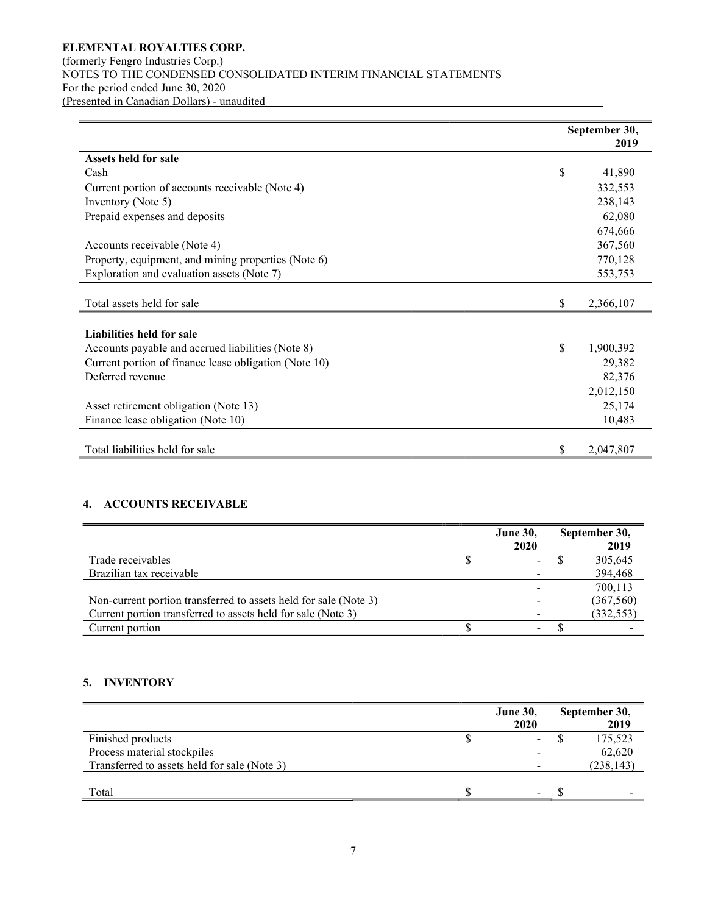| | September 30, 2019 |
|---|---|
| **Assets held for sale** | |
| Cash | $ 41,890 |
| Current portion of accounts receivable (Note 4) | 332,553 |
| Inventory (Note 5) | 238,143 |
| Prepaid expenses and deposits | 62,080 |
| | 674,666 |
| Accounts receivable (Note 4) | 367,560 |
| Property, equipment, and mining properties (Note 6) | 770,128 |
| Exploration and evaluation assets (Note 7) | 553,753 |
| Total assets held for sale | $ 2,366,107 |
| **Liabilities held for sale** | |
| Accounts payable and accrued liabilities (Note 8) | $ 1,900,392 |
| Current portion of finance lease obligation (Note 10) | 29,382 |
| Deferred revenue | 82,376 |
| | 2,012,150 |
| Asset retirement obligation (Note 13) | 25,174 |
| Finance lease obligation (Note 10) | 10,483 |
| Total liabilities held for sale | $ 2,047,807 |

## 4. ACCOUNTS RECEIVABLE

| | June 30, 2020 | September 30, 2019 |
|---|---|---|
| Trade receivables | $ - | $ 305,645 |
| Brazilian tax receivable | - | 394,468 |
| | - | 700,113 |
| Non-current portion transferred to assets held for sale (Note 3) | - | (367,560) |
| Current portion transferred to assets held for sale (Note 3) | - | (332,553) |
| Current portion | $ - | $ - |

## 5. INVENTORY

| | June 30, 2020 | September 30, 2019 |
|---|---|---|
| Finished products | $ - | $ 175,523 |
| Process material stockpiles | - | 62,620 |
| Transferred to assets held for sale (Note 3) | - | (238,143) |
| Total | $ - | $ - |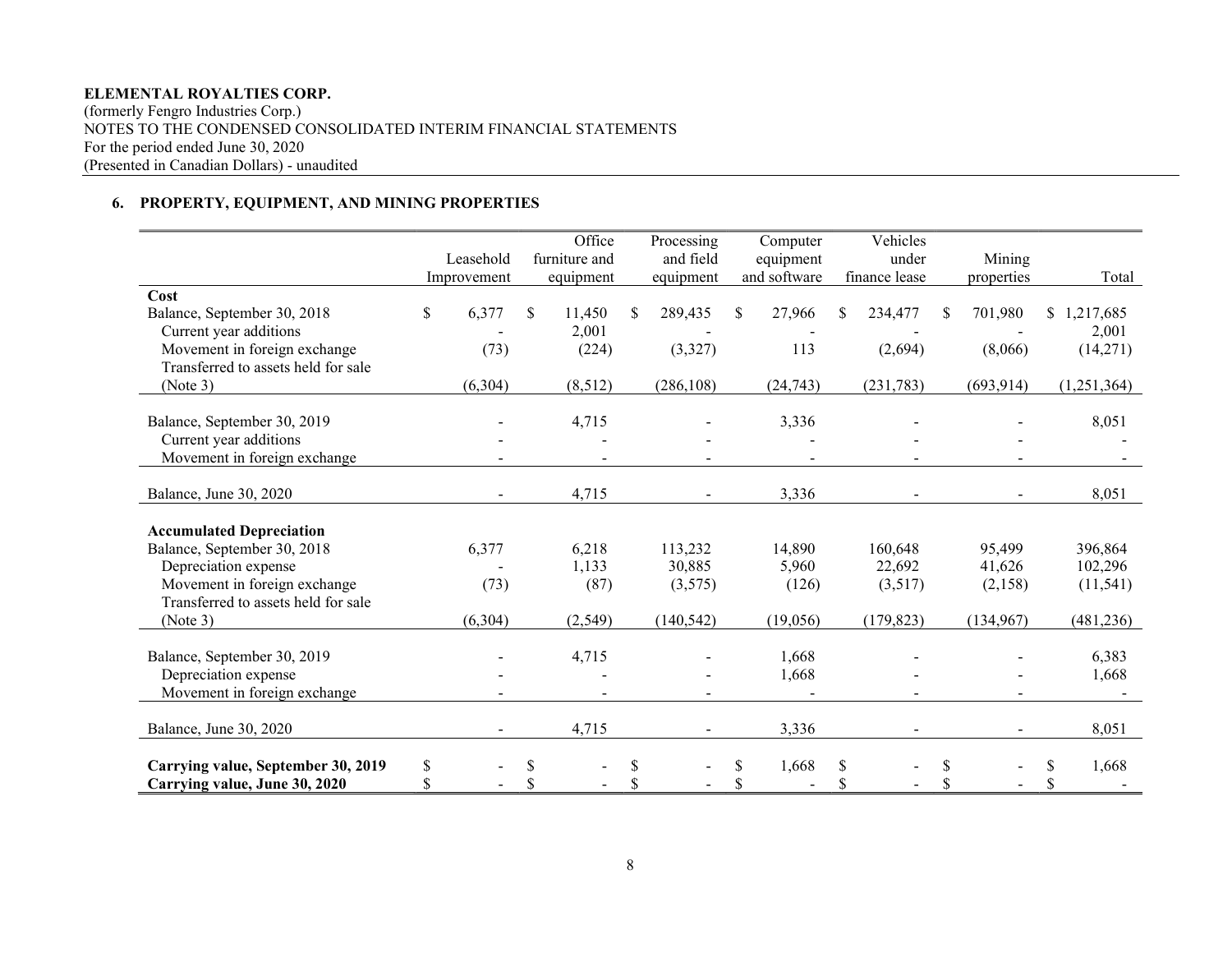**ELEMENTAL ROYALTIES CORP.**
(formerly Fengro Industries Corp.)
NOTES TO THE CONDENSED CONSOLIDATED INTERIM FINANCIAL STATEMENTS
For the period ended June 30, 2020
(Presented in Canadian Dollars) - unaudited

## 6. PROPERTY, EQUIPMENT, AND MINING PROPERTIES

| | Leasehold Improvement | Office furniture and equipment | Processing and field equipment | Computer equipment and software | Vehicles under finance lease | Mining properties | Total |
|---|---|---|---|---|---|---|---|
| **Cost** | | | | | | | |
| Balance, September 30, 2018 | $ 6,377 | $ 11,450 | $ 289,435 | $ 27,966 | $ 234,477 | $ 701,980 | $ 1,217,685 |
| Current year additions | - | 2,001 | - | - | - | - | 2,001 |
| Movement in foreign exchange | (73) | (224) | (3,327) | 113 | (2,694) | (8,066) | (14,271) |
| Transferred to assets held for sale (Note 3) | (6,304) | (8,512) | (286,108) | (24,743) | (231,783) | (693,914) | (1,251,364) |
| Balance, September 30, 2019 | - | 4,715 | - | 3,336 | - | - | 8,051 |
| Current year additions | - | - | - | - | - | - | - |
| Movement in foreign exchange | - | - | - | - | - | - | - |
| Balance, June 30, 2020 | - | 4,715 | - | 3,336 | - | - | 8,051 |
| **Accumulated Depreciation** | | | | | | | |
| Balance, September 30, 2018 | 6,377 | 6,218 | 113,232 | 14,890 | 160,648 | 95,499 | 396,864 |
| Depreciation expense | - | 1,133 | 30,885 | 5,960 | 22,692 | 41,626 | 102,296 |
| Movement in foreign exchange | (73) | (87) | (3,575) | (126) | (3,517) | (2,158) | (11,541) |
| Transferred to assets held for sale (Note 3) | (6,304) | (2,549) | (140,542) | (19,056) | (179,823) | (134,967) | (481,236) |
| Balance, September 30, 2019 | - | 4,715 | - | 1,668 | - | - | 6,383 |
| Depreciation expense | - | - | - | 1,668 | - | - | 1,668 |
| Movement in foreign exchange | - | - | - | - | - | - | - |
| Balance, June 30, 2020 | - | 4,715 | - | 3,336 | - | - | 8,051 |
| **Carrying value, September 30, 2019** | $ - | $ - | $ - | $ 1,668 | $ - | $ - | $ 1,668 |
| **Carrying value, June 30, 2020** | $ - | $ - | $ - | $ - | $ - | $ - | $ - |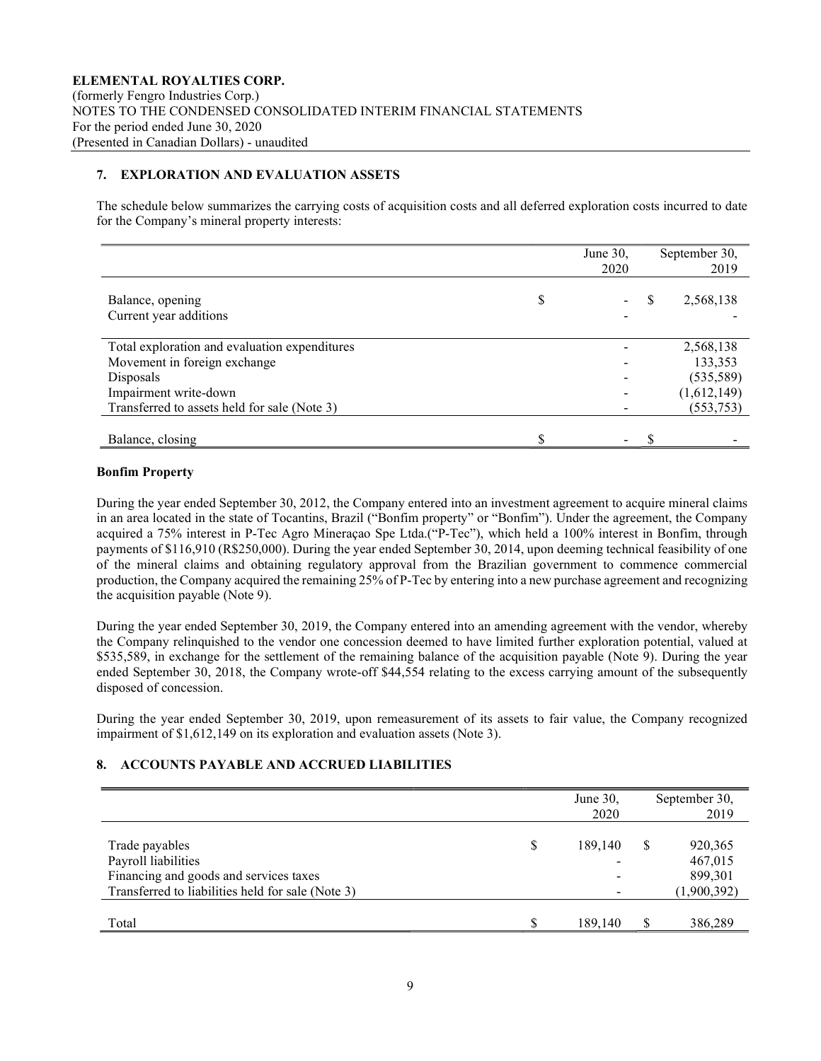**ELEMENTAL ROYALTIES CORP.**
(formerly Fengro Industries Corp.)
NOTES TO THE CONDENSED CONSOLIDATED INTERIM FINANCIAL STATEMENTS
For the period ended June 30, 2020
(Presented in Canadian Dollars) - unaudited

## 7. EXPLORATION AND EVALUATION ASSETS

The schedule below summarizes the carrying costs of acquisition costs and all deferred exploration costs incurred to date for the Company's mineral property interests:

| | June 30, 2020 | September 30, 2019 |
|---|---|---|
| Balance, opening | $ - | $ 2,568,138 |
| Current year additions | - | - |
| Total exploration and evaluation expenditures | - | 2,568,138 |
| Movement in foreign exchange | - | 133,353 |
| Disposals | - | (535,589) |
| Impairment write-down | - | (1,612,149) |
| Transferred to assets held for sale (Note 3) | - | (553,753) |
| Balance, closing | $ - | $ - |

**Bonfim Property**

During the year ended September 30, 2012, the Company entered into an investment agreement to acquire mineral claims in an area located in the state of Tocantins, Brazil ("Bonfim property" or "Bonfim"). Under the agreement, the Company acquired a 75% interest in P-Tec Agro Mineraçao Spe Ltda.("P-Tec"), which held a 100% interest in Bonfim, through payments of $116,910 (R$250,000). During the year ended September 30, 2014, upon deeming technical feasibility of one of the mineral claims and obtaining regulatory approval from the Brazilian government to commence commercial production, the Company acquired the remaining 25% of P-Tec by entering into a new purchase agreement and recognizing the acquisition payable (Note 9).

During the year ended September 30, 2019, the Company entered into an amending agreement with the vendor, whereby the Company relinquished to the vendor one concession deemed to have limited further exploration potential, valued at $535,589, in exchange for the settlement of the remaining balance of the acquisition payable (Note 9). During the year ended September 30, 2018, the Company wrote-off $44,554 relating to the excess carrying amount of the subsequently disposed of concession.

During the year ended September 30, 2019, upon remeasurement of its assets to fair value, the Company recognized impairment of $1,612,149 on its exploration and evaluation assets (Note 3).

## 8. ACCOUNTS PAYABLE AND ACCRUED LIABILITIES

| | June 30, 2020 | September 30, 2019 |
|---|---|---|
| Trade payables | $ 189,140 | $ 920,365 |
| Payroll liabilities | - | 467,015 |
| Financing and goods and services taxes | - | 899,301 |
| Transferred to liabilities held for sale (Note 3) | - | (1,900,392) |
| Total | $ 189,140 | $ 386,289 |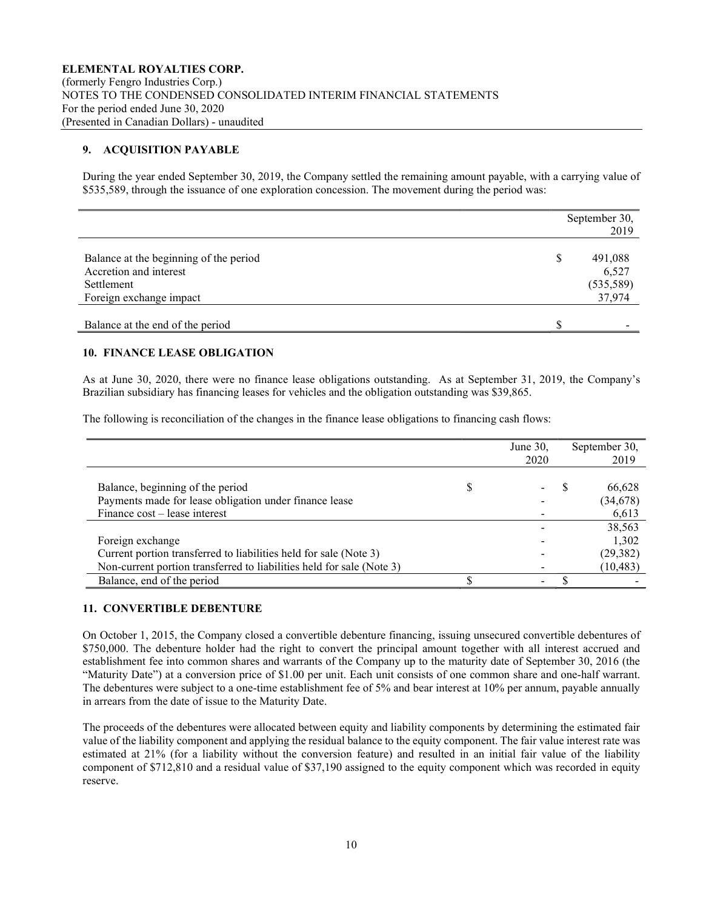### 9. ACQUISITION PAYABLE

During the year ended September 30, 2019, the Company settled the remaining amount payable, with a carrying value of \$535,589, through the issuance of one exploration concession. The movement during the period was:

| | September 30, 2019 |
|---|---|
| Balance at the beginning of the period | \$ 491,088 |
| Accretion and interest | 6,527 |
| Settlement | (535,589) |
| Foreign exchange impact | 37,974 |
| Balance at the end of the period | \$ - |

### 10. FINANCE LEASE OBLIGATION

As at June 30, 2020, there were no finance lease obligations outstanding. As at September 31, 2019, the Company's Brazilian subsidiary has financing leases for vehicles and the obligation outstanding was \$39,865.

The following is reconciliation of the changes in the finance lease obligations to financing cash flows:

| | June 30, 2020 | September 30, 2019 |
|---|---|---|
| Balance, beginning of the period | \$ - | \$ 66,628 |
| Payments made for lease obligation under finance lease | - | (34,678) |
| Finance cost – lease interest | - | 6,613 |
| | - | 38,563 |
| Foreign exchange | - | 1,302 |
| Current portion transferred to liabilities held for sale (Note 3) | - | (29,382) |
| Non-current portion transferred to liabilities held for sale (Note 3) | - | (10,483) |
| Balance, end of the period | \$ - | \$ - |

### 11. CONVERTIBLE DEBENTURE

On October 1, 2015, the Company closed a convertible debenture financing, issuing unsecured convertible debentures of \$750,000. The debenture holder had the right to convert the principal amount together with all interest accrued and establishment fee into common shares and warrants of the Company up to the maturity date of September 30, 2016 (the "Maturity Date") at a conversion price of \$1.00 per unit. Each unit consists of one common share and one-half warrant. The debentures were subject to a one-time establishment fee of 5% and bear interest at 10% per annum, payable annually in arrears from the date of issue to the Maturity Date.

The proceeds of the debentures were allocated between equity and liability components by determining the estimated fair value of the liability component and applying the residual balance to the equity component. The fair value interest rate was estimated at 21% (for a liability without the conversion feature) and resulted in an initial fair value of the liability component of \$712,810 and a residual value of \$37,190 assigned to the equity component which was recorded in equity reserve.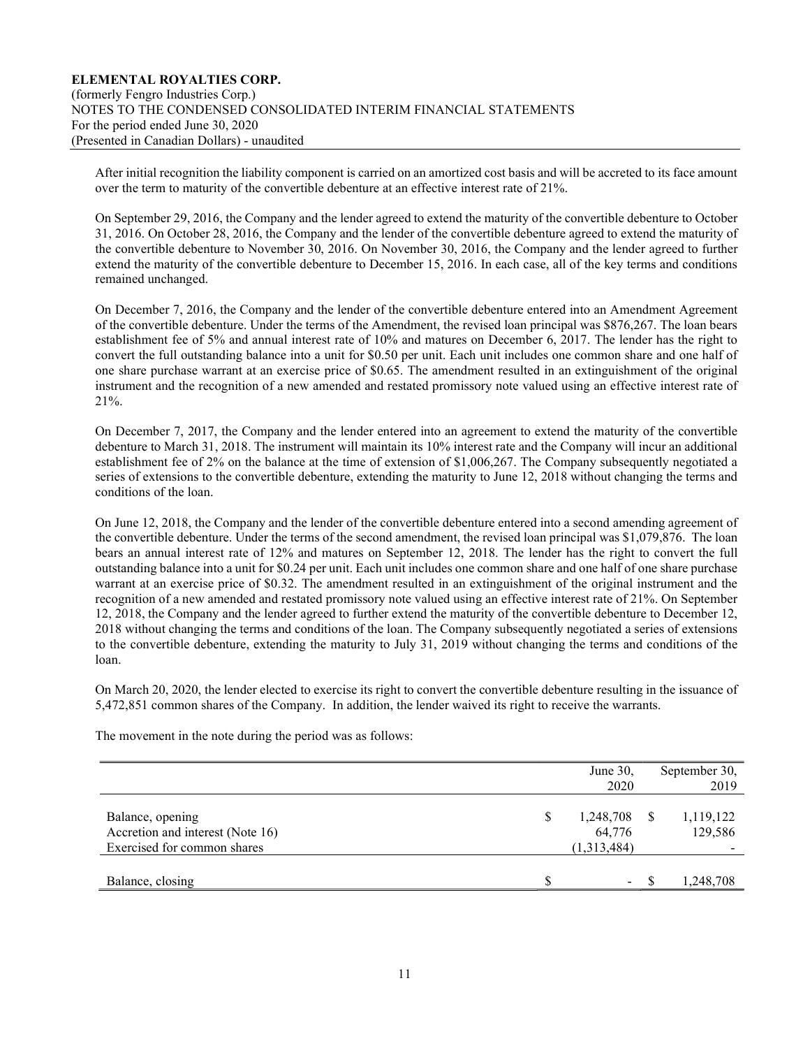After initial recognition the liability component is carried on an amortized cost basis and will be accreted to its face amount over the term to maturity of the convertible debenture at an effective interest rate of 21%.

On September 29, 2016, the Company and the lender agreed to extend the maturity of the convertible debenture to October 31, 2016. On October 28, 2016, the Company and the lender of the convertible debenture agreed to extend the maturity of the convertible debenture to November 30, 2016. On November 30, 2016, the Company and the lender agreed to further extend the maturity of the convertible debenture to December 15, 2016. In each case, all of the key terms and conditions remained unchanged.

On December 7, 2016, the Company and the lender of the convertible debenture entered into an Amendment Agreement of the convertible debenture. Under the terms of the Amendment, the revised loan principal was $876,267. The loan bears establishment fee of 5% and annual interest rate of 10% and matures on December 6, 2017. The lender has the right to convert the full outstanding balance into a unit for $0.50 per unit. Each unit includes one common share and one half of one share purchase warrant at an exercise price of $0.65. The amendment resulted in an extinguishment of the original instrument and the recognition of a new amended and restated promissory note valued using an effective interest rate of 21%.

On December 7, 2017, the Company and the lender entered into an agreement to extend the maturity of the convertible debenture to March 31, 2018. The instrument will maintain its 10% interest rate and the Company will incur an additional establishment fee of 2% on the balance at the time of extension of $1,006,267. The Company subsequently negotiated a series of extensions to the convertible debenture, extending the maturity to June 12, 2018 without changing the terms and conditions of the loan.

On June 12, 2018, the Company and the lender of the convertible debenture entered into a second amending agreement of the convertible debenture. Under the terms of the second amendment, the revised loan principal was $1,079,876. The loan bears an annual interest rate of 12% and matures on September 12, 2018. The lender has the right to convert the full outstanding balance into a unit for $0.24 per unit. Each unit includes one common share and one half of one share purchase warrant at an exercise price of $0.32. The amendment resulted in an extinguishment of the original instrument and the recognition of a new amended and restated promissory note valued using an effective interest rate of 21%. On September 12, 2018, the Company and the lender agreed to further extend the maturity of the convertible debenture to December 12, 2018 without changing the terms and conditions of the loan. The Company subsequently negotiated a series of extensions to the convertible debenture, extending the maturity to July 31, 2019 without changing the terms and conditions of the loan.

On March 20, 2020, the lender elected to exercise its right to convert the convertible debenture resulting in the issuance of 5,472,851 common shares of the Company. In addition, the lender waived its right to receive the warrants.

The movement in the note during the period was as follows:

| | June 30, 2020 | September 30, 2019 |
|---|---|---|
| Balance, opening | $ 1,248,708 | $ 1,119,122 |
| Accretion and interest (Note 16) | 64,776 | 129,586 |
| Exercised for common shares | (1,313,484) | - |
| Balance, closing | $ - | $ 1,248,708 |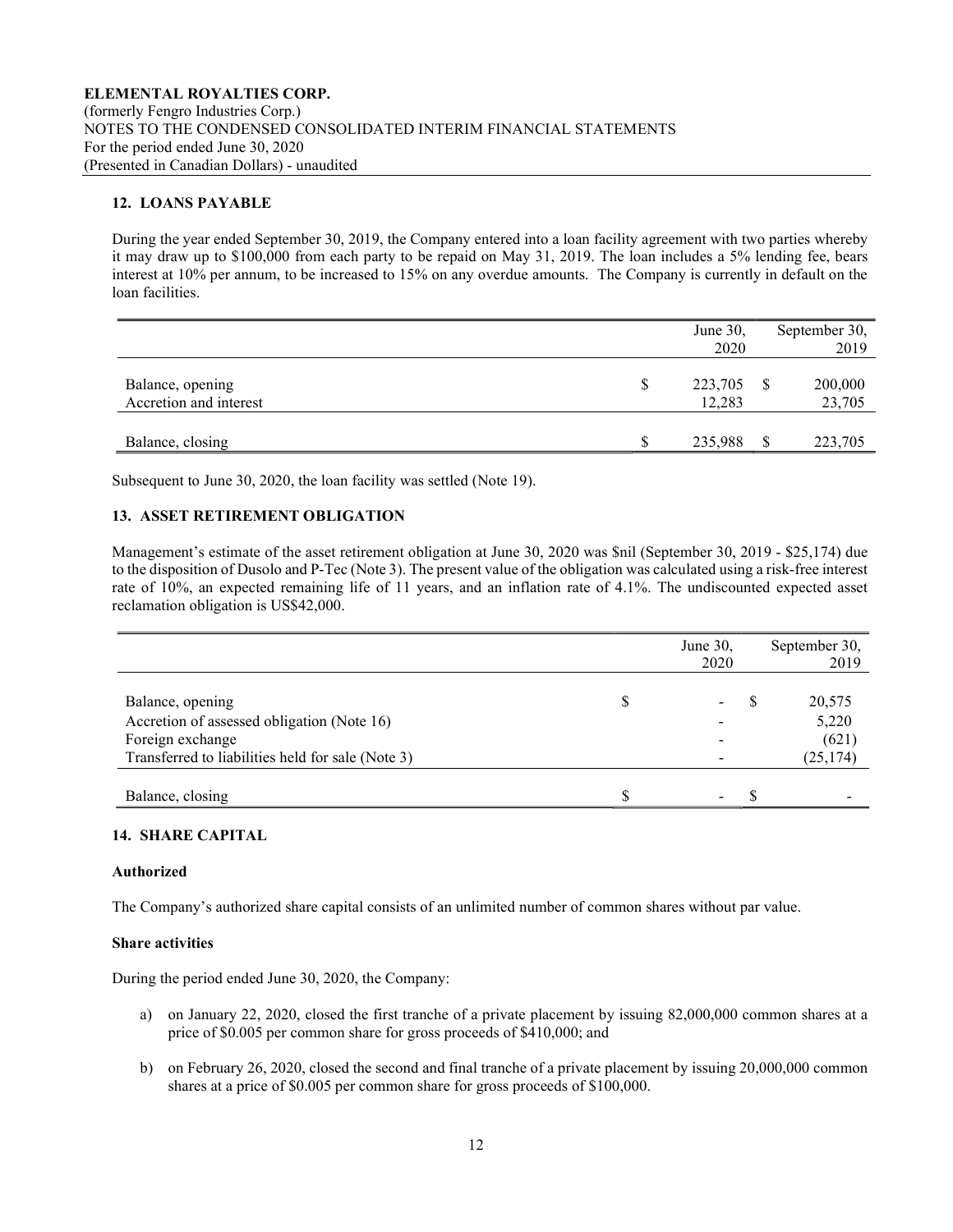**ELEMENTAL ROYALTIES CORP.**
(formerly Fengro Industries Corp.)
NOTES TO THE CONDENSED CONSOLIDATED INTERIM FINANCIAL STATEMENTS
For the period ended June 30, 2020
(Presented in Canadian Dollars) - unaudited

## 12. LOANS PAYABLE

During the year ended September 30, 2019, the Company entered into a loan facility agreement with two parties whereby it may draw up to $100,000 from each party to be repaid on May 31, 2019. The loan includes a 5% lending fee, bears interest at 10% per annum, to be increased to 15% on any overdue amounts. The Company is currently in default on the loan facilities.

| | | June 30, 2020 | | September 30, 2019 |
|---|---|---|---|---|
| Balance, opening | $ | 223,705 | $ | 200,000 |
| Accretion and interest | | 12,283 | | 23,705 |
| Balance, closing | $ | 235,988 | $ | 223,705 |

Subsequent to June 30, 2020, the loan facility was settled (Note 19).

## 13. ASSET RETIREMENT OBLIGATION

Management's estimate of the asset retirement obligation at June 30, 2020 was $nil (September 30, 2019 - $25,174) due to the disposition of Dusolo and P-Tec (Note 3). The present value of the obligation was calculated using a risk-free interest rate of 10%, an expected remaining life of 11 years, and an inflation rate of 4.1%. The undiscounted expected asset reclamation obligation is US$42,000.

| | | June 30, 2020 | | September 30, 2019 |
|---|---|---|---|---|
| Balance, opening | $ | - | $ | 20,575 |
| Accretion of assessed obligation (Note 16) | | - | | 5,220 |
| Foreign exchange | | - | | (621) |
| Transferred to liabilities held for sale (Note 3) | | - | | (25,174) |
| Balance, closing | $ | - | $ | - |

## 14. SHARE CAPITAL

**Authorized**

The Company's authorized share capital consists of an unlimited number of common shares without par value.

**Share activities**

During the period ended June 30, 2020, the Company:

a) on January 22, 2020, closed the first tranche of a private placement by issuing 82,000,000 common shares at a price of $0.005 per common share for gross proceeds of $410,000; and

b) on February 26, 2020, closed the second and final tranche of a private placement by issuing 20,000,000 common shares at a price of $0.005 per common share for gross proceeds of $100,000.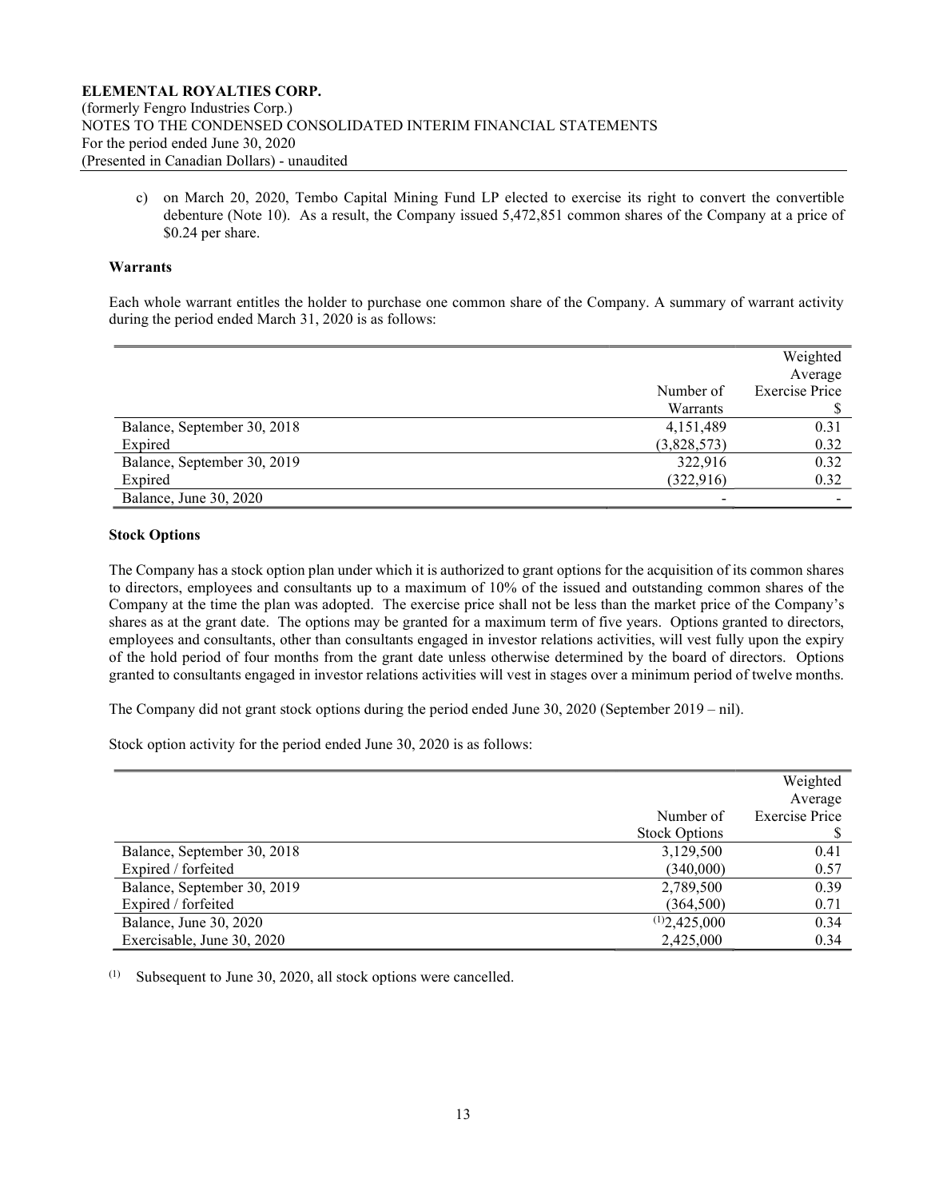c) on March 20, 2020, Tembo Capital Mining Fund LP elected to exercise its right to convert the convertible debenture (Note 10). As a result, the Company issued 5,472,851 common shares of the Company at a price of $0.24 per share.

**Warrants**

Each whole warrant entitles the holder to purchase one common share of the Company. A summary of warrant activity during the period ended March 31, 2020 is as follows:

| | Number of Warrants | Weighted Average Exercise Price $ |
|---|---|---|
| Balance, September 30, 2018 | 4,151,489 | 0.31 |
| Expired | (3,828,573) | 0.32 |
| Balance, September 30, 2019 | 322,916 | 0.32 |
| Expired | (322,916) | 0.32 |
| Balance, June 30, 2020 | - | - |

**Stock Options**

The Company has a stock option plan under which it is authorized to grant options for the acquisition of its common shares to directors, employees and consultants up to a maximum of 10% of the issued and outstanding common shares of the Company at the time the plan was adopted. The exercise price shall not be less than the market price of the Company's shares as at the grant date. The options may be granted for a maximum term of five years. Options granted to directors, employees and consultants, other than consultants engaged in investor relations activities, will vest fully upon the expiry of the hold period of four months from the grant date unless otherwise determined by the board of directors. Options granted to consultants engaged in investor relations activities will vest in stages over a minimum period of twelve months.

The Company did not grant stock options during the period ended June 30, 2020 (September 2019 – nil).

Stock option activity for the period ended June 30, 2020 is as follows:

| | Number of Stock Options | Weighted Average Exercise Price $ |
|---|---|---|
| Balance, September 30, 2018 | 3,129,500 | 0.41 |
| Expired / forfeited | (340,000) | 0.57 |
| Balance, September 30, 2019 | 2,789,500 | 0.39 |
| Expired / forfeited | (364,500) | 0.71 |
| Balance, June 30, 2020 | [(1)]2,425,000 | 0.34 |
| Exercisable, June 30, 2020 | 2,425,000 | 0.34 |

(1) Subsequent to June 30, 2020, all stock options were cancelled.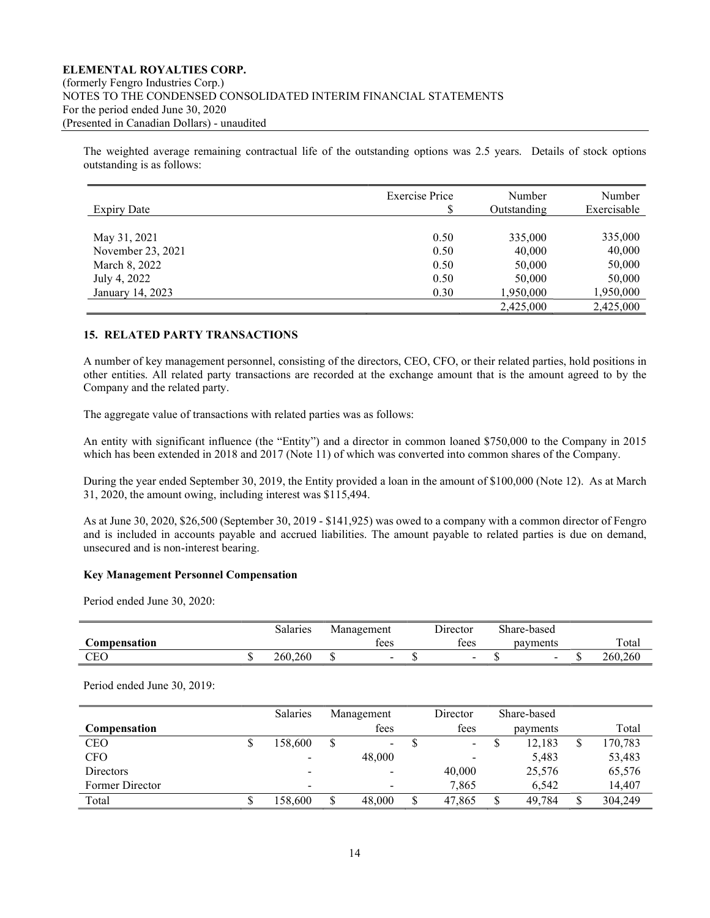The weighted average remaining contractual life of the outstanding options was 2.5 years. Details of stock options outstanding is as follows:

| Expiry Date | Exercise Price $ | Number Outstanding | Number Exercisable |
|---|---|---|---|
| May 31, 2021 | 0.50 | 335,000 | 335,000 |
| November 23, 2021 | 0.50 | 40,000 | 40,000 |
| March 8, 2022 | 0.50 | 50,000 | 50,000 |
| July 4, 2022 | 0.50 | 50,000 | 50,000 |
| January 14, 2023 | 0.30 | 1,950,000 | 1,950,000 |
| | | 2,425,000 | 2,425,000 |

## 15. RELATED PARTY TRANSACTIONS

A number of key management personnel, consisting of the directors, CEO, CFO, or their related parties, hold positions in other entities. All related party transactions are recorded at the exchange amount that is the amount agreed to by the Company and the related party.

The aggregate value of transactions with related parties was as follows:

An entity with significant influence (the "Entity") and a director in common loaned $750,000 to the Company in 2015 which has been extended in 2018 and 2017 (Note 11) of which was converted into common shares of the Company.

During the year ended September 30, 2019, the Entity provided a loan in the amount of $100,000 (Note 12). As at March 31, 2020, the amount owing, including interest was $115,494.

As at June 30, 2020, $26,500 (September 30, 2019 - $141,925) was owed to a company with a common director of Fengro and is included in accounts payable and accrued liabilities. The amount payable to related parties is due on demand, unsecured and is non-interest bearing.

### Key Management Personnel Compensation

Period ended June 30, 2020:

| Compensation | Salaries | Management fees | Director fees | Share-based payments | Total |
|---|---|---|---|---|---|
| CEO | $ 260,260 | $ - | $ - | $ - | $ 260,260 |

Period ended June 30, 2019:

| Compensation | Salaries | Management fees | Director fees | Share-based payments | Total |
|---|---|---|---|---|---|
| CEO | $ 158,600 | $ - | $ - | $ 12,183 | $ 170,783 |
| CFO | - | 48,000 | - | 5,483 | 53,483 |
| Directors | - | - | 40,000 | 25,576 | 65,576 |
| Former Director | - | - | 7,865 | 6,542 | 14,407 |
| Total | $ 158,600 | $ 48,000 | $ 47,865 | $ 49,784 | $ 304,249 |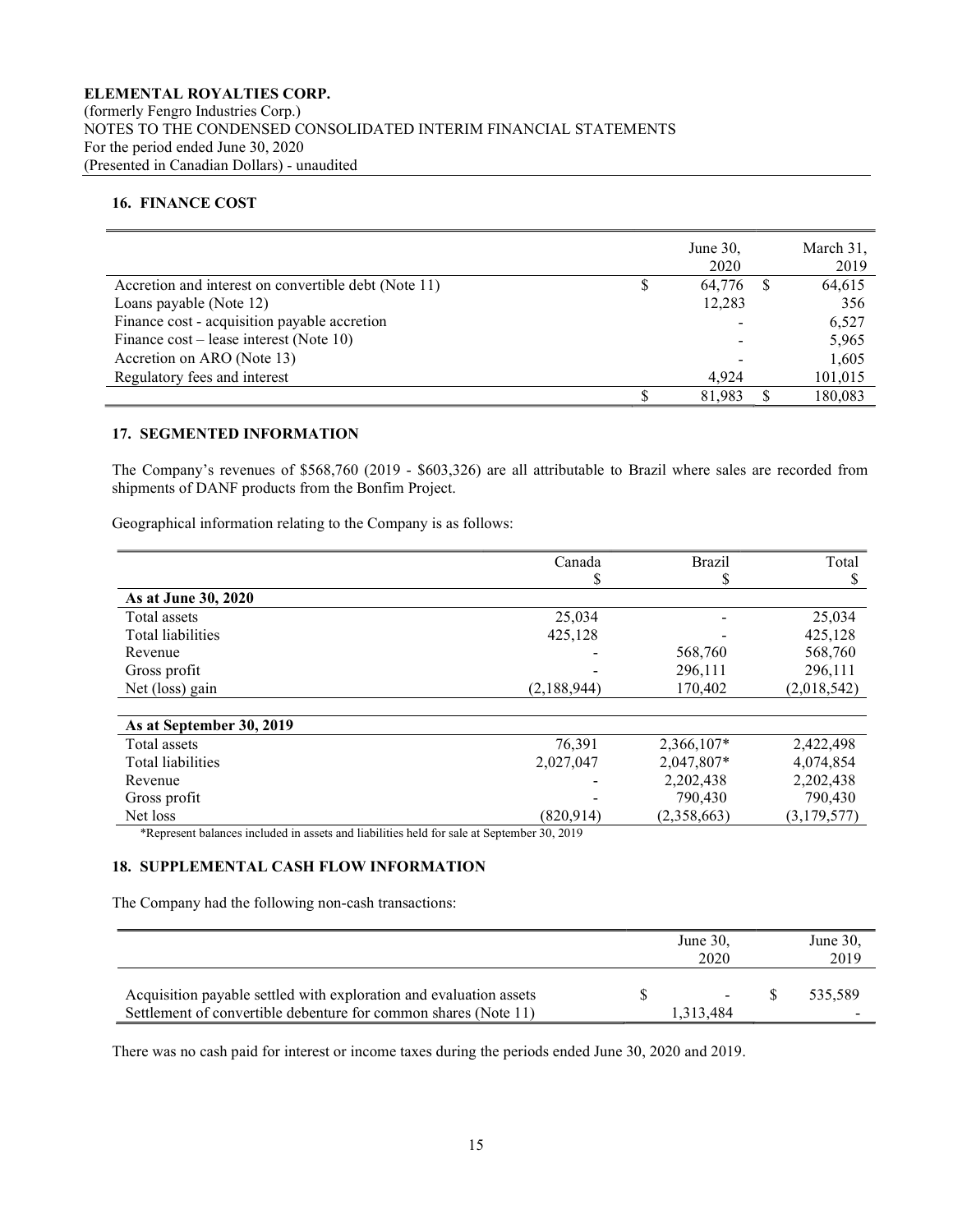## 16. FINANCE COST

| | June 30, 2020 | March 31, 2019 |
|---|---|---|
| Accretion and interest on convertible debt (Note 11) | $ 64,776 | $ 64,615 |
| Loans payable (Note 12) | 12,283 | 356 |
| Finance cost - acquisition payable accretion | - | 6,527 |
| Finance cost – lease interest (Note 10) | - | 5,965 |
| Accretion on ARO (Note 13) | - | 1,605 |
| Regulatory fees and interest | 4,924 | 101,015 |
| | $ 81,983 | $ 180,083 |

## 17. SEGMENTED INFORMATION

The Company's revenues of $568,760 (2019 - $603,326) are all attributable to Brazil where sales are recorded from shipments of DANF products from the Bonfim Project.

Geographical information relating to the Company is as follows:

| | Canada $ | Brazil $ | Total $ |
|---|---|---|---|
| **As at June 30, 2020** | | | |
| Total assets | 25,034 | - | 25,034 |
| Total liabilities | 425,128 | - | 425,128 |
| Revenue | - | 568,760 | 568,760 |
| Gross profit | - | 296,111 | 296,111 |
| Net (loss) gain | (2,188,944) | 170,402 | (2,018,542) |
| **As at September 30, 2019** | | | |
| Total assets | 76,391 | 2,366,107* | 2,422,498 |
| Total liabilities | 2,027,047 | 2,047,807* | 4,074,854 |
| Revenue | - | 2,202,438 | 2,202,438 |
| Gross profit | - | 790,430 | 790,430 |
| Net loss | (820,914) | (2,358,663) | (3,179,577) |

*Represent balances included in assets and liabilities held for sale at September 30, 2019

## 18. SUPPLEMENTAL CASH FLOW INFORMATION

The Company had the following non-cash transactions:

| | June 30, 2020 | June 30, 2019 |
|---|---|---|
| Acquisition payable settled with exploration and evaluation assets | $ - | $ 535,589 |
| Settlement of convertible debenture for common shares (Note 11) | 1,313,484 | - |

There was no cash paid for interest or income taxes during the periods ended June 30, 2020 and 2019.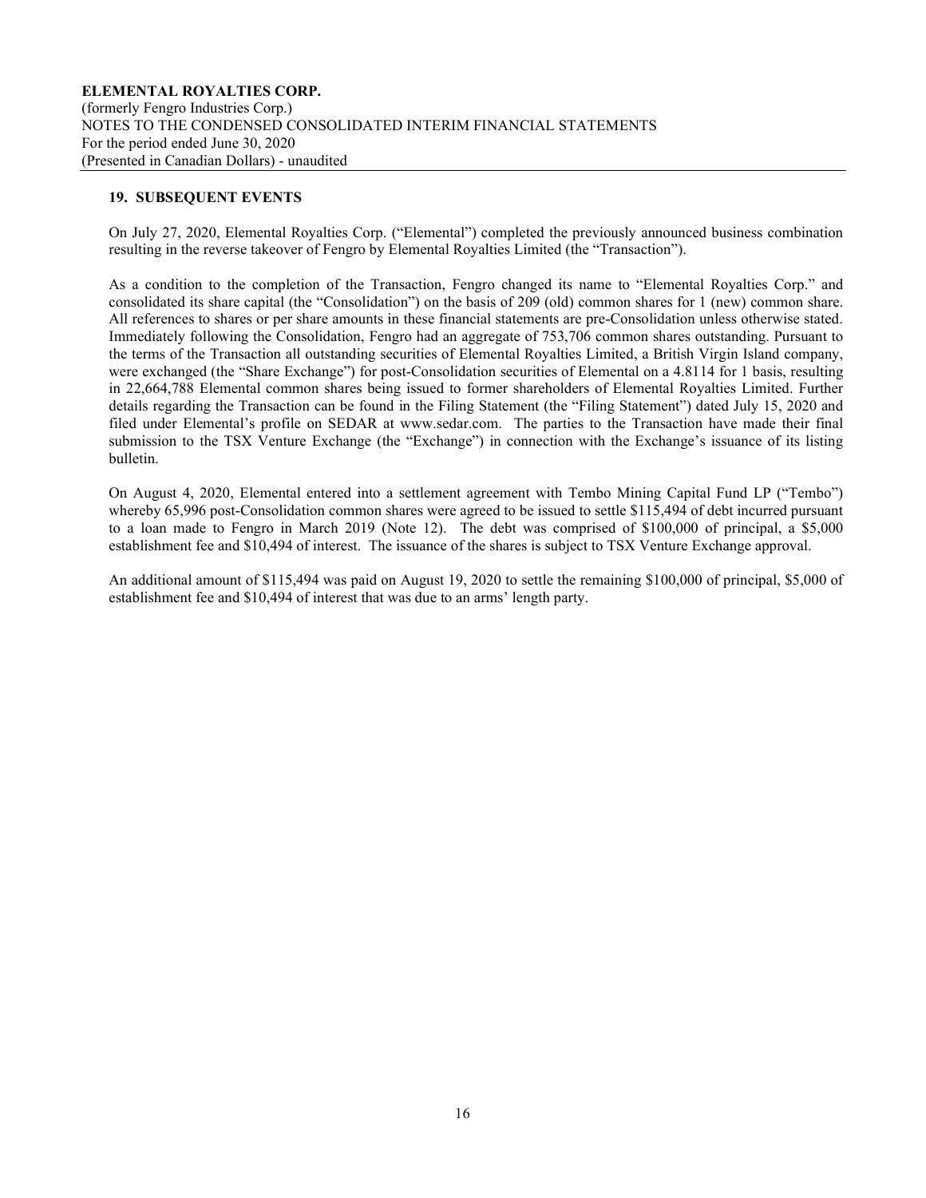## 19. SUBSEQUENT EVENTS

On July 27, 2020, Elemental Royalties Corp. ("Elemental") completed the previously announced business combination resulting in the reverse takeover of Fengro by Elemental Royalties Limited (the "Transaction").

As a condition to the completion of the Transaction, Fengro changed its name to "Elemental Royalties Corp." and consolidated its share capital (the "Consolidation") on the basis of 209 (old) common shares for 1 (new) common share. All references to shares or per share amounts in these financial statements are pre-Consolidation unless otherwise stated. Immediately following the Consolidation, Fengro had an aggregate of 753,706 common shares outstanding. Pursuant to the terms of the Transaction all outstanding securities of Elemental Royalties Limited, a British Virgin Island company, were exchanged (the "Share Exchange") for post-Consolidation securities of Elemental on a 4.8114 for 1 basis, resulting in 22,664,788 Elemental common shares being issued to former shareholders of Elemental Royalties Limited. Further details regarding the Transaction can be found in the Filing Statement (the "Filing Statement") dated July 15, 2020 and filed under Elemental's profile on SEDAR at www.sedar.com. The parties to the Transaction have made their final submission to the TSX Venture Exchange (the "Exchange") in connection with the Exchange's issuance of its listing bulletin.

On August 4, 2020, Elemental entered into a settlement agreement with Tembo Mining Capital Fund LP ("Tembo") whereby 65,996 post-Consolidation common shares were agreed to be issued to settle $115,494 of debt incurred pursuant to a loan made to Fengro in March 2019 (Note 12). The debt was comprised of $100,000 of principal, a $5,000 establishment fee and $10,494 of interest. The issuance of the shares is subject to TSX Venture Exchange approval.

An additional amount of $115,494 was paid on August 19, 2020 to settle the remaining $100,000 of principal, $5,000 of establishment fee and $10,494 of interest that was due to an arms' length party.